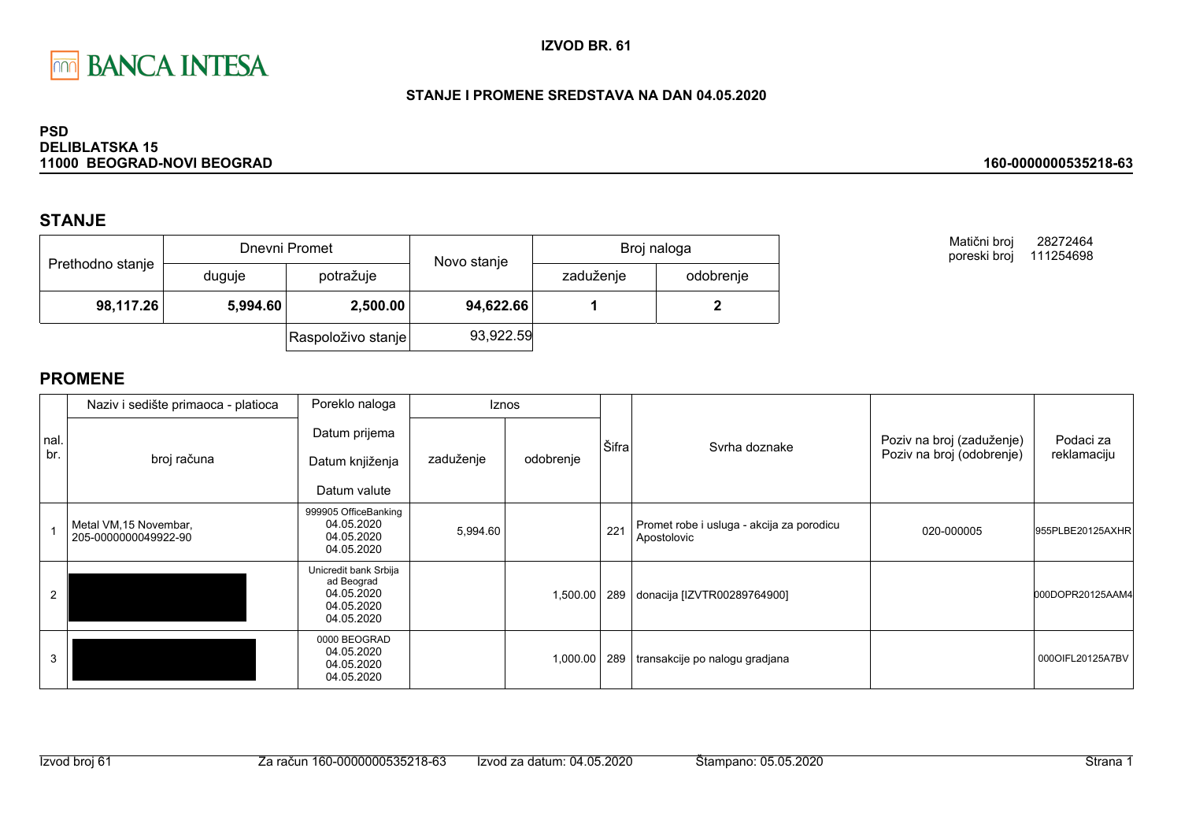BANCA INTESA

**IZVOD BR. 61**

**STANJE I PROMENE SREDSTAVA NA DAN 04.05.2020**

**PSD**
**DELIBLATSKA 15**
**11000 BEOGRAD-NOVI BEOGRAD**

**160-0000000535218-63**

## STANJE

| Prethodno stanje | Dnevni Promet | | Novo stanje | Broj naloga | |
|---|---|---|---|---|---|
| | duguje | potražuje | | zaduženje | odobrenje |
| **98,117.26** | **5,994.60** | **2,500.00** | **94,622.66** | **1** | **2** |
| | | Raspoloživo stanje | 93,922.59 | | |

Matični broj 28272464
poreski broj 111254698

## PROMENE

| nal. br. | Naziv i sedište primaoca - platioca / broj računa | Poreklo naloga / Datum prijema / Datum knjiženja / Datum valute | Iznos zaduženje | Iznos odobrenje | Šifra | Svrha doznake | Poziv na broj (zaduženje) / Poziv na broj (odobrenje) | Podaci za reklamaciju |
|---|---|---|---|---|---|---|---|---|
| 1 | Metal VM,15 Novembar, 205-0000000049922-90 | 999905 OfficeBanking 04.05.2020 04.05.2020 04.05.2020 | 5,994.60 | | 221 | Promet robe i usluga - akcija za porodicu Apostolovic | 020-000005 | 955PLBE20125AXHR |
| 2 | | Unicredit bank Srbija ad Beograd 04.05.2020 04.05.2020 04.05.2020 | | 1,500.00 | 289 | donacija [IZVTR00289764900] | | 000DOPR20125AAM4 |
| 3 | | 0000 BEOGRAD 04.05.2020 04.05.2020 04.05.2020 | | 1,000.00 | 289 | transakcije po nalogu gradjana | | 000OIFL20125A7BV |

Izvod broj 61 Za račun 160-0000000535218-63 Izvod za datum: 04.05.2020 Štampano: 05.05.2020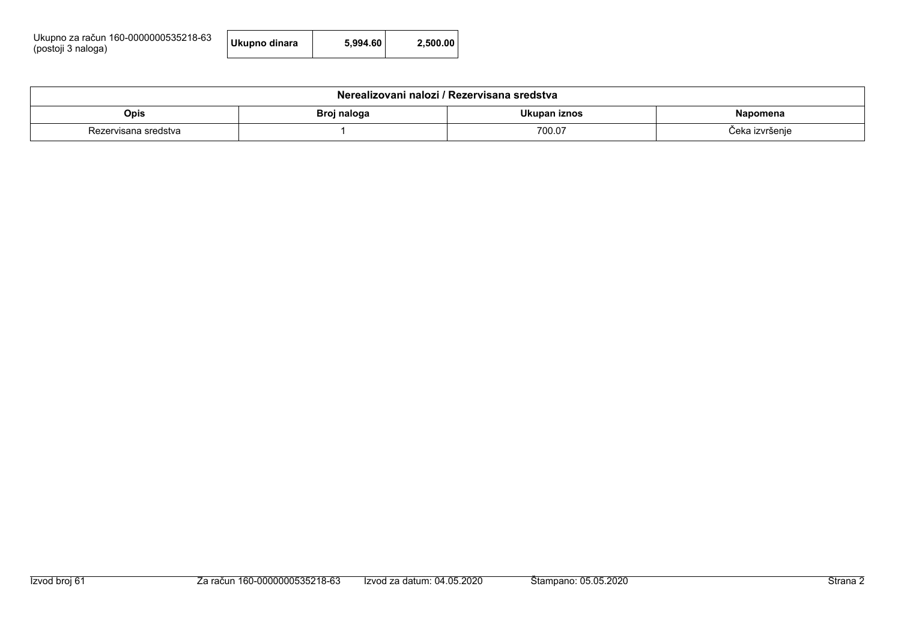Ukupno za račun 160-0000000535218-63
(postoji 3 naloga)

| Ukupno dinara | 5,994.60 | 2,500.00 |
|---|---|---|

| Nerealizovani nalozi / Rezervisana sredstva | | | |
|---|---|---|---|
| **Opis** | **Broj naloga** | **Ukupan iznos** | **Napomena** |
| Rezervisana sredstva | 1 | 700.07 | Čeka izvršenje |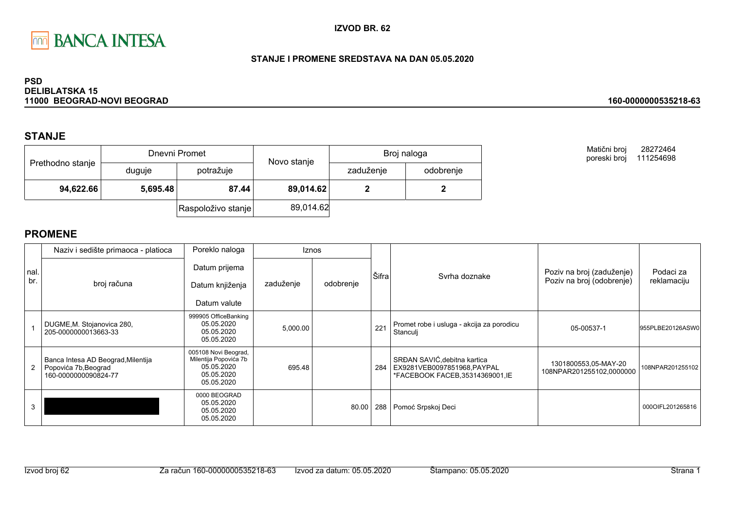BANCA INTESA

**IZVOD BR. 62**

**STANJE I PROMENE SREDSTAVA NA DAN 05.05.2020**

**PSD**
**DELIBLATSKA 15**
**11000 BEOGRAD-NOVI BEOGRAD**

**160-0000000535218-63**

## STANJE

| Prethodno stanje | Dnevni Promet | | Novo stanje | Broj naloga | |
|---|---|---|---|---|---|
| | duguje | potražuje | | zaduženje | odobrenje |
| **94,622.66** | **5,695.48** | **87.44** | **89,014.62** | **2** | **2** |
| | | Raspoloživo stanje | 89,014.62 | | |

Matični broj 28272464
poreski broj 111254698

## PROMENE

| nal. br. | Naziv i sedište primaoca - platioca / broj računa | Poreklo naloga / Datum prijema / Datum knjiženja / Datum valute | Iznos zaduženje | Iznos odobrenje | Šifra | Svrha doznake | Poziv na broj (zaduženje) / Poziv na broj (odobrenje) | Podaci za reklamaciju |
|---|---|---|---|---|---|---|---|---|
| 1 | DUGME,M. Stojanovica 280, 205-0000000013663-33 | 999905 OfficeBanking 05.05.2020 05.05.2020 05.05.2020 | 5,000.00 | | 221 | Promet robe i usluga - akcija za porodicu Stanculj | 05-00537-1 | 955PLBE20126ASW0 |
| 2 | Banca Intesa AD Beograd,Milentija Popovića 7b,Beograd 160-0000000090824-77 | 005108 Novi Beograd, Milentija Popovića 7b 05.05.2020 05.05.2020 05.05.2020 | 695.48 | | 284 | SRĐAN SAVIĆ,debitna kartica EX9281VEB0097851968,PAYPAL *FACEBOOK FACEB,35314369001,IE | 1301800553,05-MAY-20 108NPAR201255102,0000000 | 108NPAR201255102 |
| 3 | | 0000 BEOGRAD 05.05.2020 05.05.2020 05.05.2020 | | 80.00 | 288 | Pomoć Srpskoj Deci | | 000OIFL201265816 |

Izvod broj 62 Za račun 160-0000000535218-63 Izvod za datum: 05.05.2020 Štampano: 05.05.2020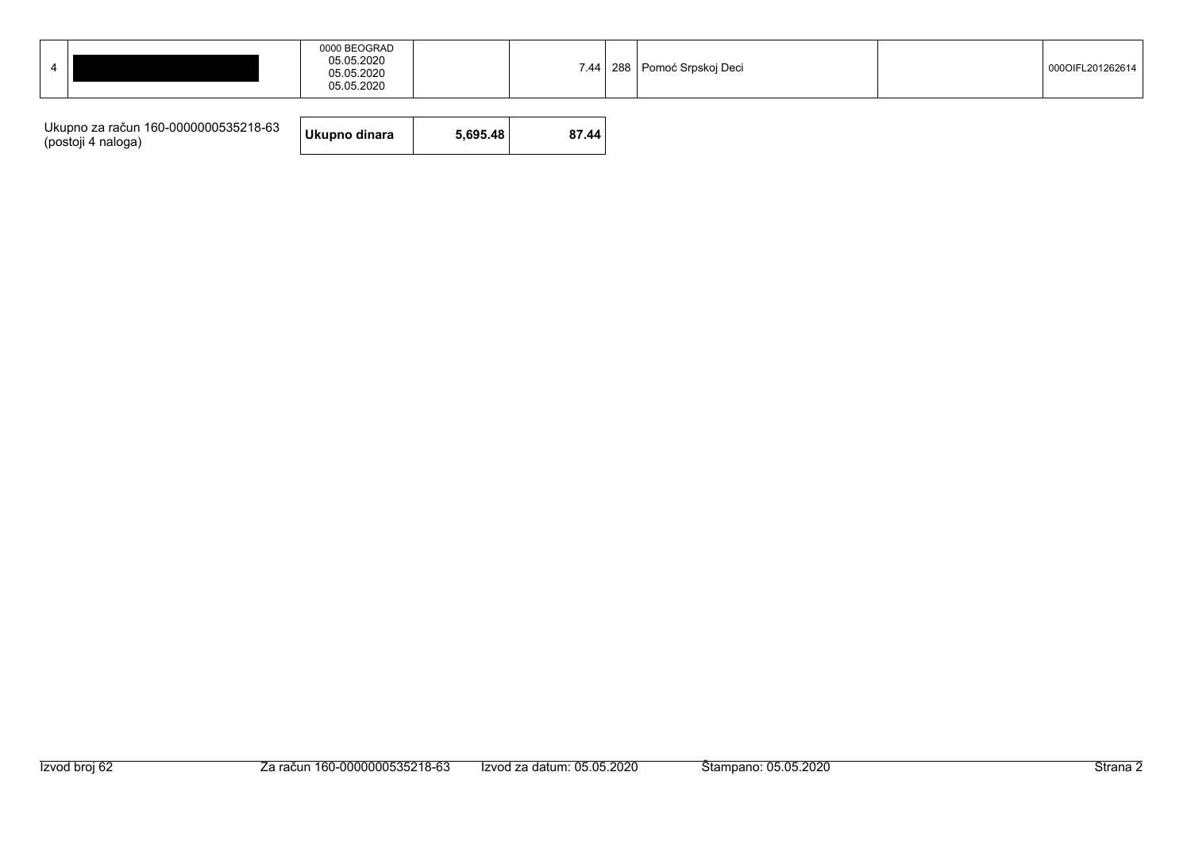| 4 | | 0000 BEOGRAD<br>05.05.2020<br>05.05.2020<br>05.05.2020 | | 7.44 | 288 | Pomoć Srpskoj Deci | | 000OIFL201262614 |
|---|---|---|---|---|---|---|---|---|

| Ukupno za račun 160-0000000535218-63 (postoji 4 naloga) | Ukupno dinara | 5,695.48 | 87.44 |
|---|---|---|---|

Izvod broj 62 Za račun 160-0000000535218-63 Izvod za datum: 05.05.2020 Štampano: 05.05.2020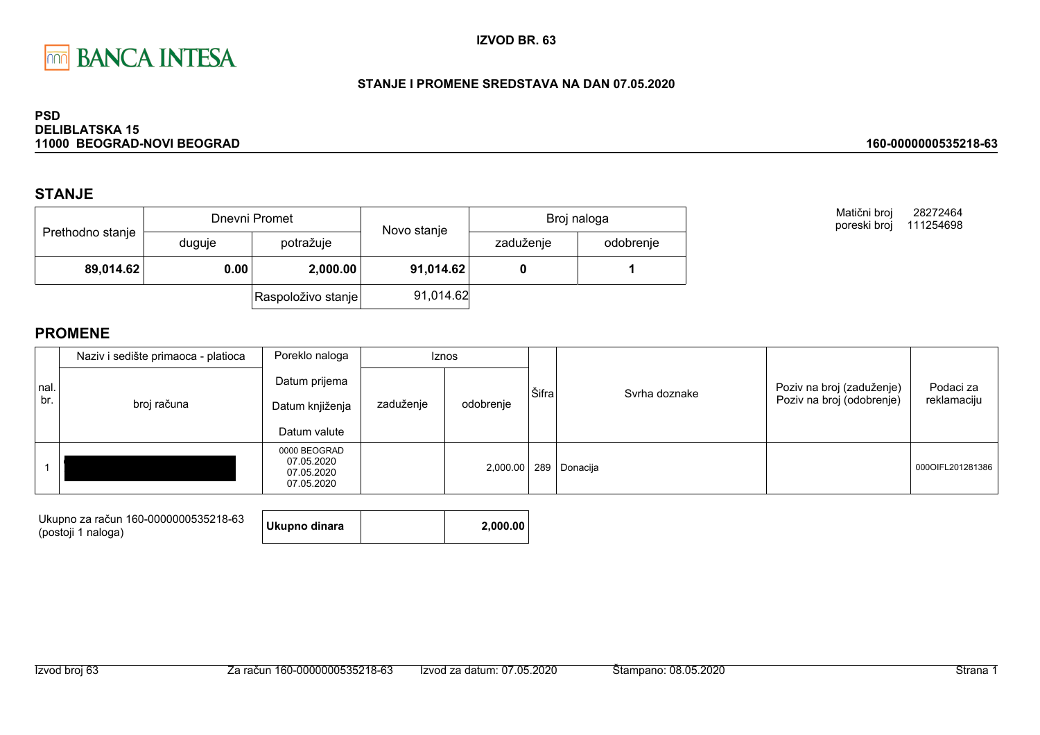**IZVOD BR. 63**

**STANJE I PROMENE SREDSTAVA NA DAN 07.05.2020**

**PSD**
**DELIBLATSKA 15**
**11000 BEOGRAD-NOVI BEOGRAD**

**160-0000000535218-63**

Matični broj 28272464
poreski broj 111254698

## STANJE

| Prethodno stanje | Dnevni Promet | | Novo stanje | Broj naloga | |
|---|---|---|---|---|---|
| | duguje | potražuje | | zaduženje | odobrenje |
| **89,014.62** | **0.00** | **2,000.00** | **91,014.62** | **0** | **1** |
| | | Raspoloživo stanje | 91,014.62 | | |

## PROMENE

| nal. br. | Naziv i sedište primaoca - platioca / broj računa | Poreklo naloga / Datum prijema / Datum knjiženja / Datum valute | Iznos zaduženje | Iznos odobrenje | Šifra | Svrha doznake | Poziv na broj (zaduženje) / Poziv na broj (odobrenje) | Podaci za reklamaciju |
|---|---|---|---|---|---|---|---|---|
| 1 | | 0000 BEOGRAD 07.05.2020 07.05.2020 07.05.2020 | | 2,000.00 | 289 | Donacija | | 000OIFL201281386 |

| Ukupno za račun 160-0000000535218-63 (postoji 1 naloga) | **Ukupno dinara** | | **2,000.00** |
|---|---|---|---|

Izvod broj 63 | Za račun 160-0000000535218-63 | Izvod za datum: 07.05.2020 | Štampano: 08.05.2020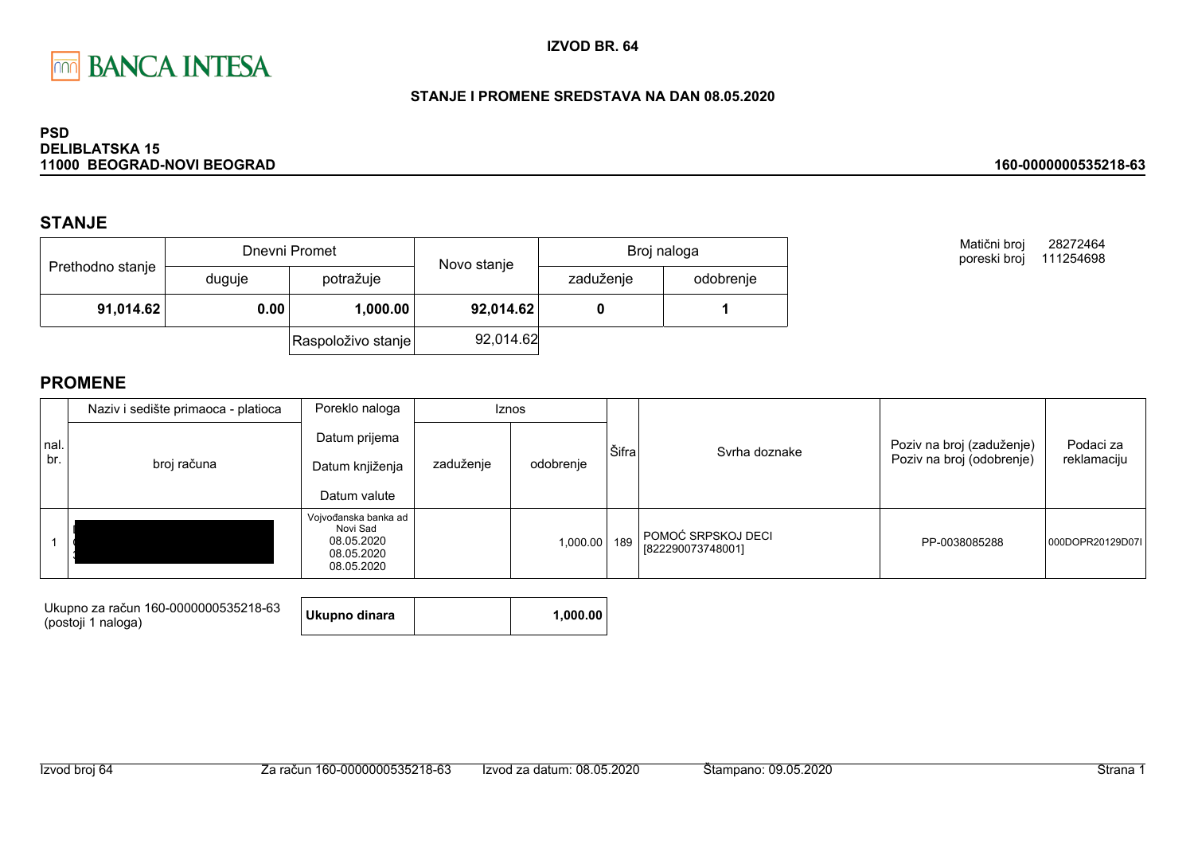**IZVOD BR. 64**

**STANJE I PROMENE SREDSTAVA NA DAN 08.05.2020**

**PSD**
**DELIBLATSKA 15**
**11000 BEOGRAD-NOVI BEOGRAD**

**160-0000000535218-63**

## STANJE

| Prethodno stanje | Dnevni Promet | | Novo stanje | Broj naloga | |
|---|---|---|---|---|---|
| | duguje | potražuje | | zaduženje | odobrenje |
| **91,014.62** | **0.00** | **1,000.00** | **92,014.62** | **0** | **1** |
| | | Raspoloživo stanje | 92,014.62 | | |

Matični broj 28272464
poreski broj 111254698

## PROMENE

| nal. br. | Naziv i sedište primaoca - platioca / broj računa | Poreklo naloga / Datum prijema / Datum knjiženja / Datum valute | Iznos zaduženje | Iznos odobrenje | Šifra | Svrha doznake | Poziv na broj (zaduženje) / Poziv na broj (odobrenje) | Podaci za reklamaciju |
|---|---|---|---|---|---|---|---|---|
| 1 | | Vojvođanska banka ad Novi Sad 08.05.2020 08.05.2020 08.05.2020 | | 1,000.00 | 189 | POMOĆ SRPSKOJ DECI [822290073748001] | PP-0038085288 | 000DOPR20129D07I |

Ukupno za račun 160-0000000535218-63
(postoji 1 naloga)

| **Ukupno dinara** | | **1,000.00** |
|---|---|---|

Izvod broj 64 | Za račun 160-0000000535218-63 | Izvod za datum: 08.05.2020 | Štampano: 09.05.2020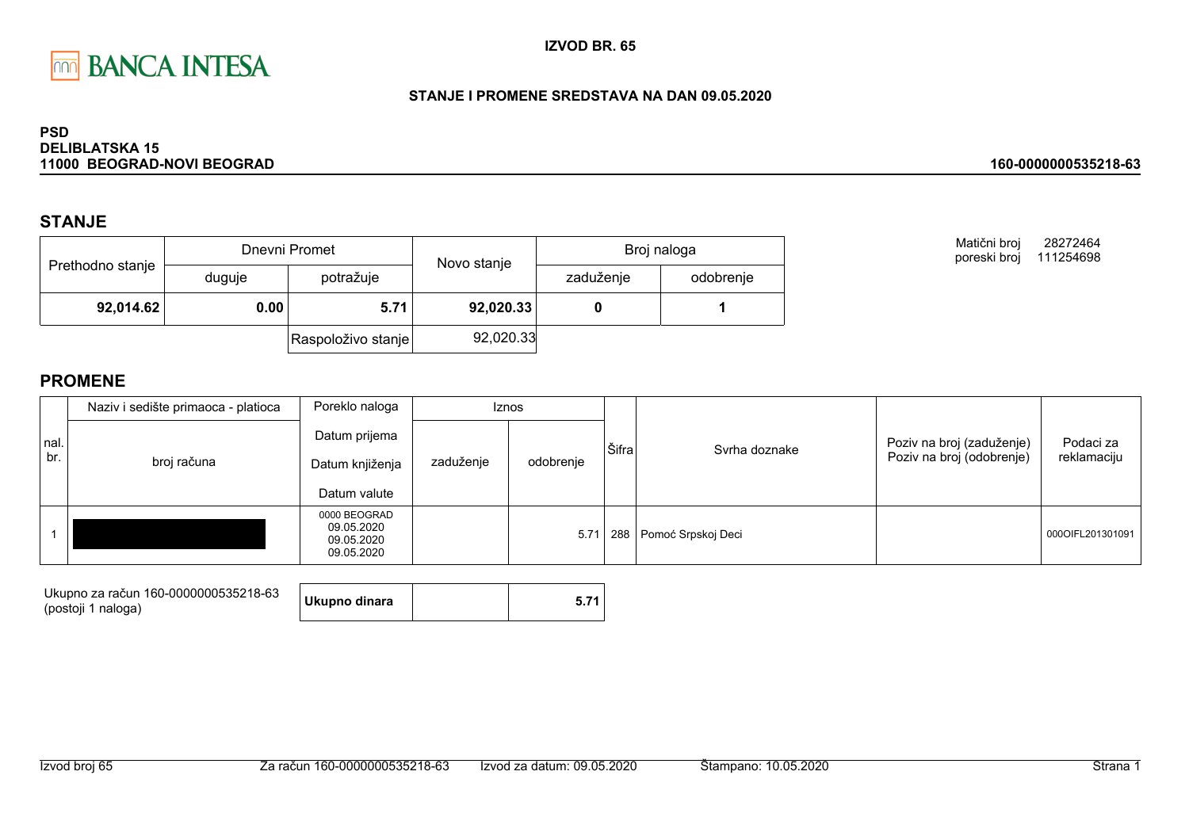**BANCA INTESA**

**IZVOD BR. 65**

**STANJE I PROMENE SREDSTAVA NA DAN 09.05.2020**

**PSD**
**DELIBLATSKA 15**
**11000 BEOGRAD-NOVI BEOGRAD**

**160-0000000535218-63**

Matični broj 28272464
poreski broj 111254698

## STANJE

| Prethodno stanje | Dnevni Promet | | Novo stanje | Broj naloga | |
|---|---|---|---|---|---|
| | duguje | potražuje | | zaduženje | odobrenje |
| **92,014.62** | **0.00** | **5.71** | **92,020.33** | **0** | **1** |
| | | Raspoloživo stanje | 92,020.33 | | |

## PROMENE

| nal. br. | Naziv i sedište primaoca - platioca / broj računa | Poreklo naloga / Datum prijema / Datum knjiženja / Datum valute | Iznos zaduženje | Iznos odobrenje | Šifra | Svrha doznake | Poziv na broj (zaduženje) / Poziv na broj (odobrenje) | Podaci za reklamaciju |
|---|---|---|---|---|---|---|---|---|
| 1 | | 0000 BEOGRAD 09.05.2020 09.05.2020 09.05.2020 | | 5.71 | 288 | Pomoć Srpskoj Deci | | 000OIFL201301091 |

Ukupno za račun 160-0000000535218-63
(postoji 1 naloga)

| **Ukupno dinara** | | **5.71** |
|---|---|---|

Izvod broj 65 | Za račun 160-0000000535218-63 | Izvod za datum: 09.05.2020 | Štampano: 10.05.2020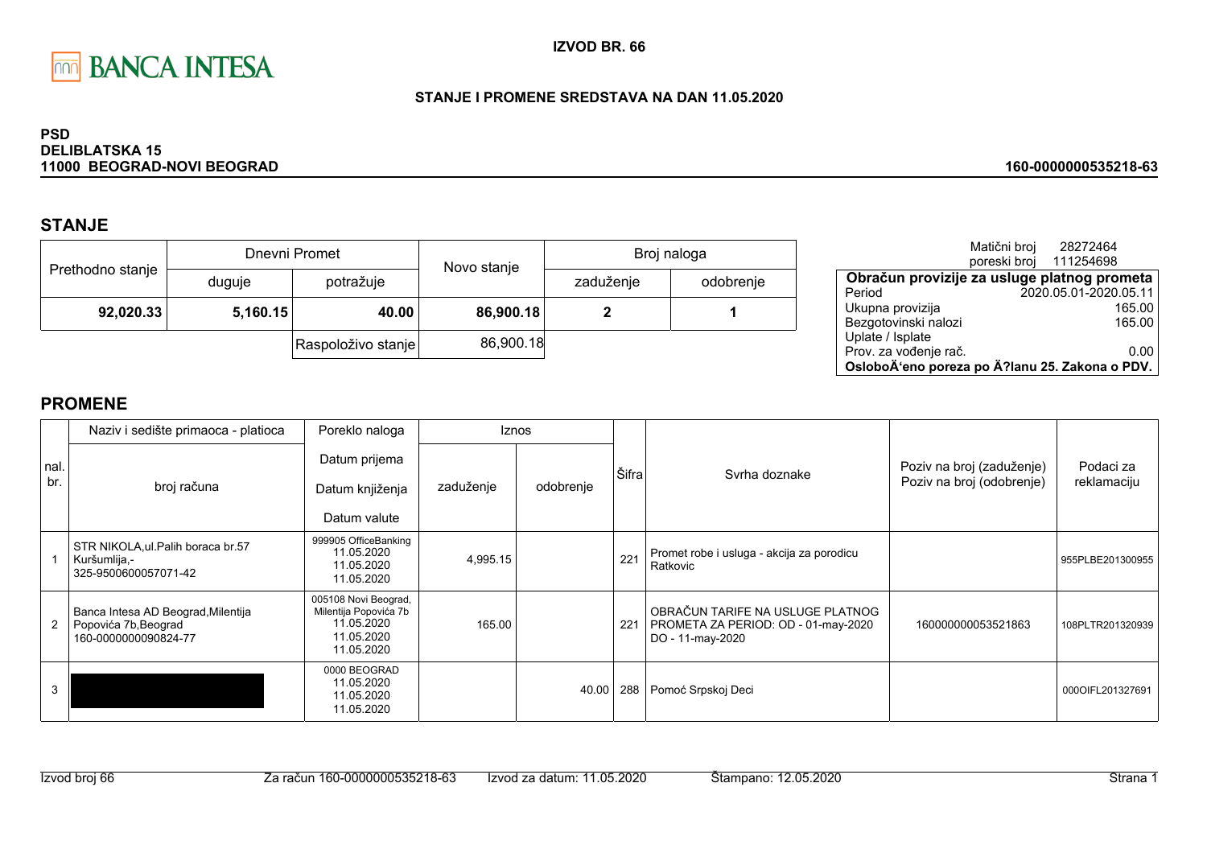BANCA INTESA

**IZVOD BR. 66**

**STANJE I PROMENE SREDSTAVA NA DAN 11.05.2020**

**PSD**
**DELIBLATSKA 15**
**11000 BEOGRAD-NOVI BEOGRAD**

**160-0000000535218-63**

## STANJE

| Prethodno stanje | Dnevni Promet | | Novo stanje | Broj naloga | |
|---|---|---|---|---|---|
| | duguje | potražuje | | zaduženje | odobrenje |
| **92,020.33** | **5,160.15** | **40.00** | **86,900.18** | **2** | **1** |
| | | Raspoloživo stanje | 86,900.18 | | |

Matični broj 28272464
poreski broj 111254698

| Obračun provizije za usluge platnog prometa | |
|---|---|
| Period | 2020.05.01-2020.05.11 |
| Ukupna provizija | 165.00 |
| Bezgotovinski nalozi | 165.00 |
| Uplate / Isplate | |
| Prov. za vođenje rač. | 0.00 |
| **OsloboÄ‘eno poreza po Ä?lanu 25. Zakona o PDV.** | |

## PROMENE

| nal. br. | Naziv i sedište primaoca - platioca / broj računa | Poreklo naloga / Datum prijema / Datum knjiženja / Datum valute | Iznos zaduženje | Iznos odobrenje | Šifra | Svrha doznake | Poziv na broj (zaduženje) / Poziv na broj (odobrenje) | Podaci za reklamaciju |
|---|---|---|---|---|---|---|---|---|
| 1 | STR NIKOLA,ul.Palih boraca br.57 Kuršumlija,- 325-9500600057071-42 | 999905 OfficeBanking 11.05.2020 11.05.2020 11.05.2020 | 4,995.15 | | 221 | Promet robe i usluga - akcija za porodicu Ratkovic | | 955PLBE201300955 |
| 2 | Banca Intesa AD Beograd,Milentija Popovića 7b,Beograd 160-0000000090824-77 | 005108 Novi Beograd, Milentija Popovića 7b 11.05.2020 11.05.2020 11.05.2020 | 165.00 | | 221 | OBRAČUN TARIFE NA USLUGE PLATNOG PROMETA ZA PERIOD: OD - 01-may-2020 DO - 11-may-2020 | 160000000053521863 | 108PLTR201320939 |
| 3 | | 0000 BEOGRAD 11.05.2020 11.05.2020 11.05.2020 | | 40.00 | 288 | Pomoć Srpskoj Deci | | 000OIFL201327691 |

Izvod broj 66 | Za račun 160-0000000535218-63 | Izvod za datum: 11.05.2020 | Štampano: 12.05.2020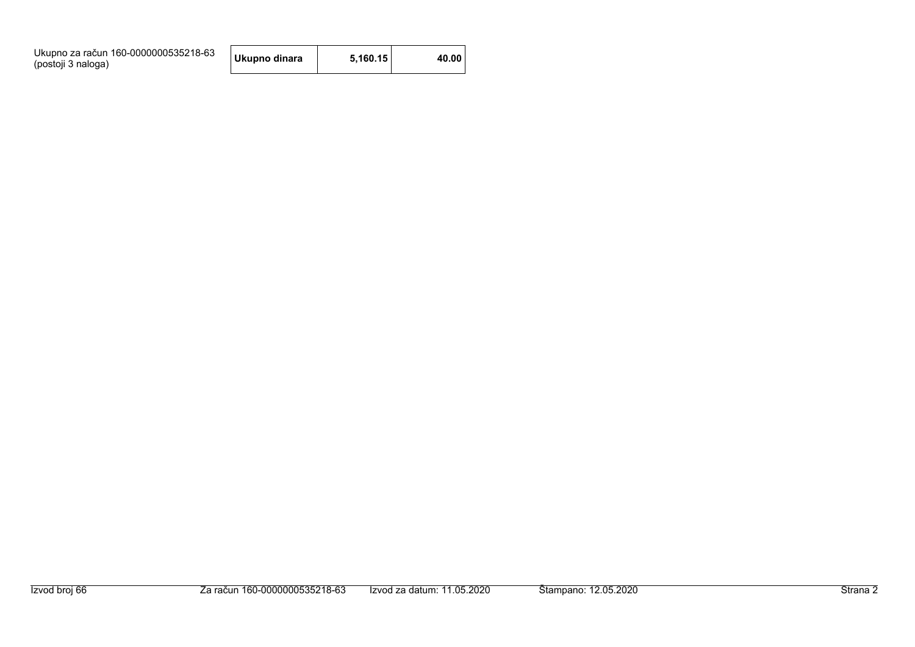Ukupno za račun 160-0000000535218-63
(postoji 3 naloga)

| Ukupno dinara | 5,160.15 | 40.00 |
| --- | --- | --- |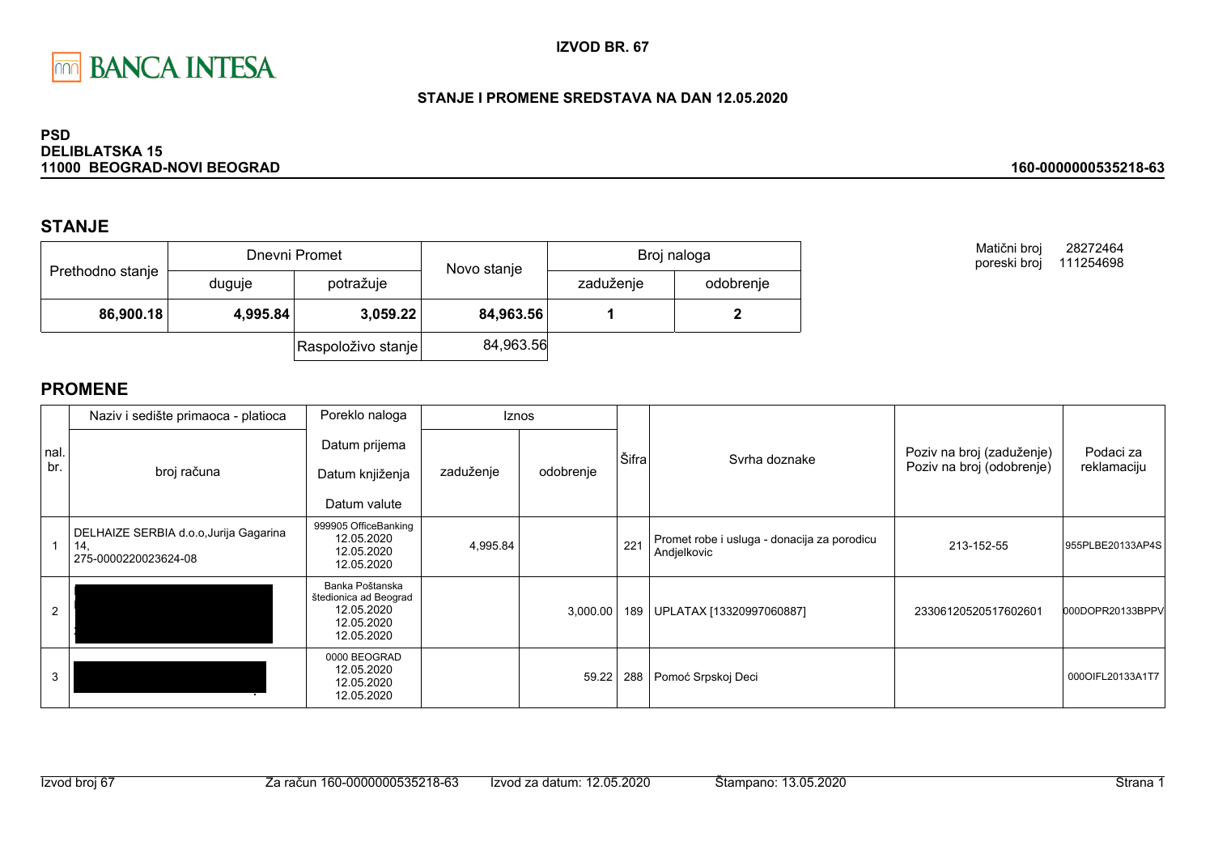**IZVOD BR. 67**

**STANJE I PROMENE SREDSTAVA NA DAN 12.05.2020**

**PSD**
**DELIBLATSKA 15**
**11000 BEOGRAD-NOVI BEOGRAD**

**160-0000000535218-63**

## STANJE

| Prethodno stanje | Dnevni Promet | | Novo stanje | Broj naloga | |
|---|---|---|---|---|---|
| | duguje | potražuje | | zaduženje | odobrenje |
| **86,900.18** | **4,995.84** | **3,059.22** | **84,963.56** | **1** | **2** |
| | | Raspoloživo stanje | 84,963.56 | | |

Matični broj 28272464
poreski broj 111254698

## PROMENE

| nal. br. | Naziv i sedište primaoca - platioca / broj računa | Poreklo naloga / Datum prijema / Datum knjiženja / Datum valute | Iznos zaduženje | Iznos odobrenje | Šifra | Svrha doznake | Poziv na broj (zaduženje) / Poziv na broj (odobrenje) | Podaci za reklamaciju |
|---|---|---|---|---|---|---|---|---|
| 1 | DELHAIZE SERBIA d.o.o,Jurija Gagarina 14, 275-0000220023624-08 | 999905 OfficeBanking 12.05.2020 12.05.2020 12.05.2020 | 4,995.84 | | 221 | Promet robe i usluga - donacija za porodicu Andjelkovic | 213-152-55 | 955PLBE20133AP4S |
| 2 | | Banka Poštanska štedionica ad Beograd 12.05.2020 12.05.2020 12.05.2020 | | 3,000.00 | 189 | UPLATAX [13320997060887] | 23306120520517602601 | 000DOPR20133BPPV |
| 3 | | 0000 BEOGRAD 12.05.2020 12.05.2020 12.05.2020 | | 59.22 | 288 | Pomoć Srpskoj Deci | | 000OIFL20133A1T7 |

Izvod broj 67 Za račun 160-0000000535218-63 Izvod za datum: 12.05.2020 Štampano: 13.05.2020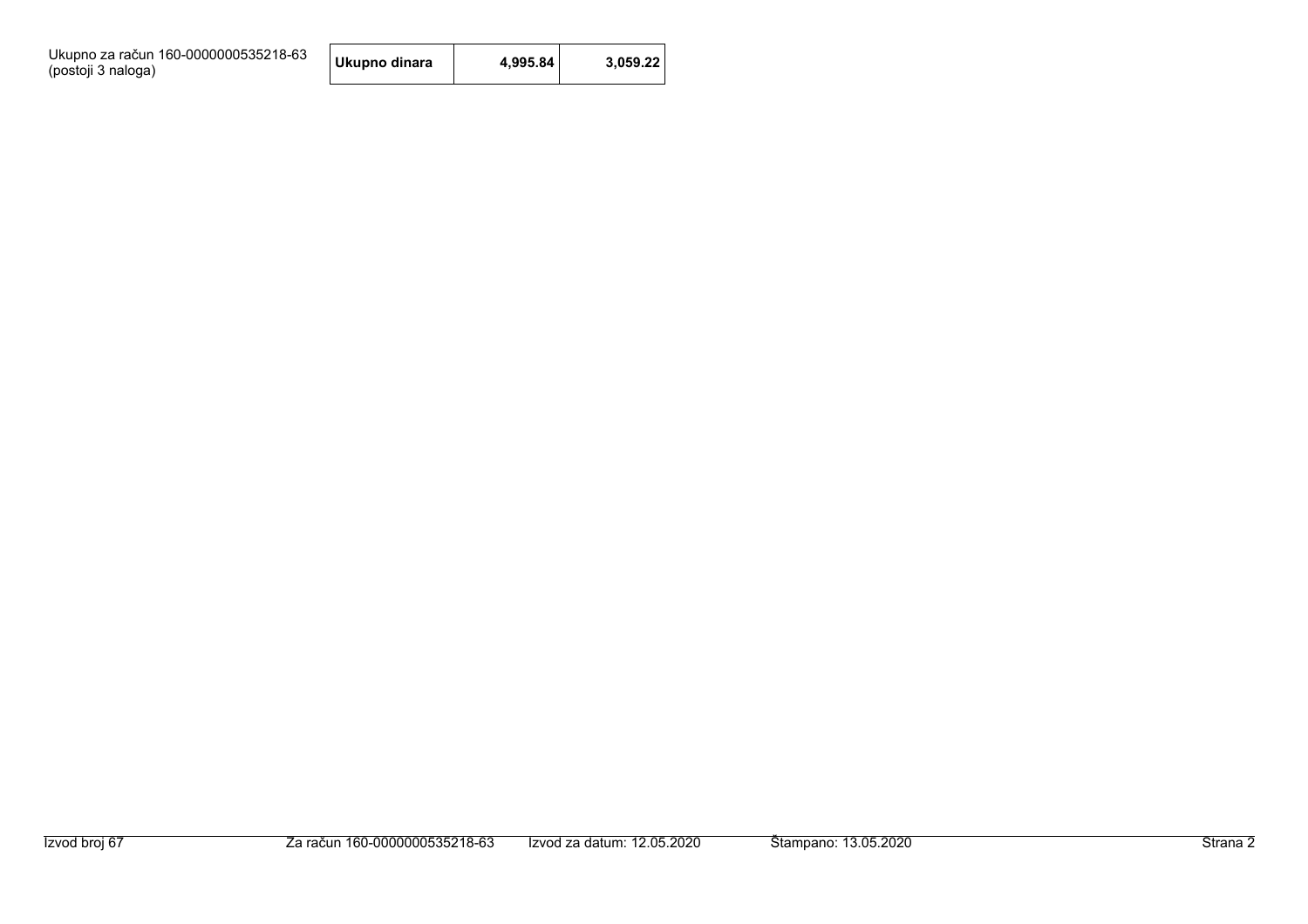Ukupno za račun 160-0000000535218-63 (postoji 3 naloga)

| Ukupno dinara | 4,995.84 | 3,059.22 |
| --- | --- | --- |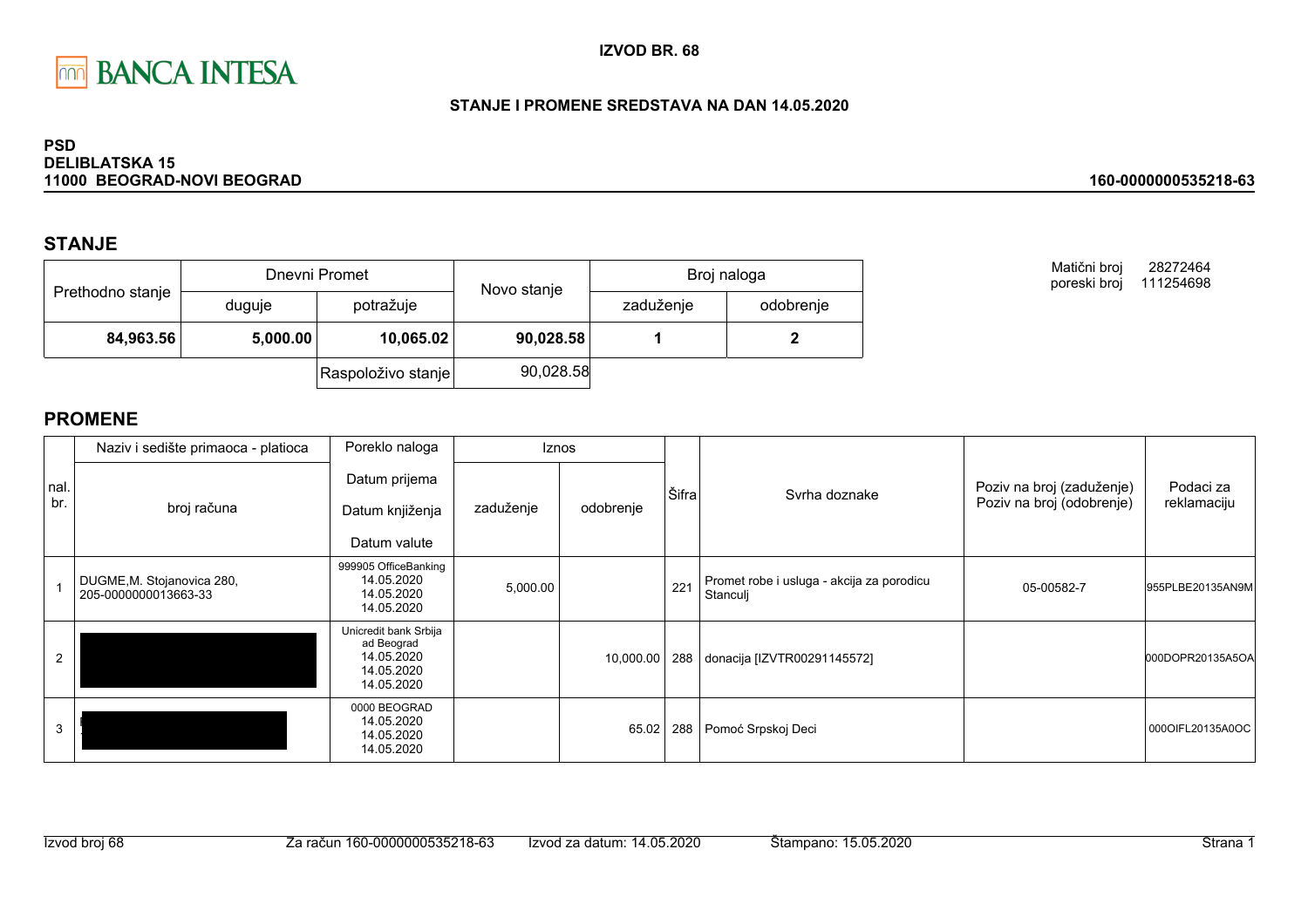BANCA INTESA

**IZVOD BR. 68**

**STANJE I PROMENE SREDSTAVA NA DAN 14.05.2020**

**PSD**
**DELIBLATSKA 15**
**11000 BEOGRAD-NOVI BEOGRAD**

**160-0000000535218-63**

## STANJE

| Prethodno stanje | Dnevni Promet | | Novo stanje | Broj naloga | |
|---|---|---|---|---|---|
| | duguje | potražuje | | zaduženje | odobrenje |
| **84,963.56** | **5,000.00** | **10,065.02** | **90,028.58** | **1** | **2** |
| | | Raspoloživo stanje | 90,028.58 | | |

Matični broj 28272464
poreski broj 111254698

## PROMENE

| nal. br. | Naziv i sedište primaoca - platioca / broj računa | Poreklo naloga / Datum prijema / Datum knjiženja / Datum valute | Iznos zaduženje | Iznos odobrenje | Šifra | Svrha doznake | Poziv na broj (zaduženje) / Poziv na broj (odobrenje) | Podaci za reklamaciju |
|---|---|---|---|---|---|---|---|---|
| 1 | DUGME,M. Stojanovica 280, 205-0000000013663-33 | 999905 OfficeBanking 14.05.2020 14.05.2020 14.05.2020 | 5,000.00 | | 221 | Promet robe i usluga - akcija za porodicu Stanculj | 05-00582-7 | 955PLBE20135AN9M |
| 2 | | Unicredit bank Srbija ad Beograd 14.05.2020 14.05.2020 14.05.2020 | | 10,000.00 | 288 | donacija [IZVTR00291145572] | | 000DOPR20135A5OA |
| 3 | | 0000 BEOGRAD 14.05.2020 14.05.2020 14.05.2020 | | 65.02 | 288 | Pomoć Srpskoj Deci | | 000OIFL20135A0OC |

Izvod broj 68 Za račun 160-0000000535218-63 Izvod za datum: 14.05.2020 Štampano: 15.05.2020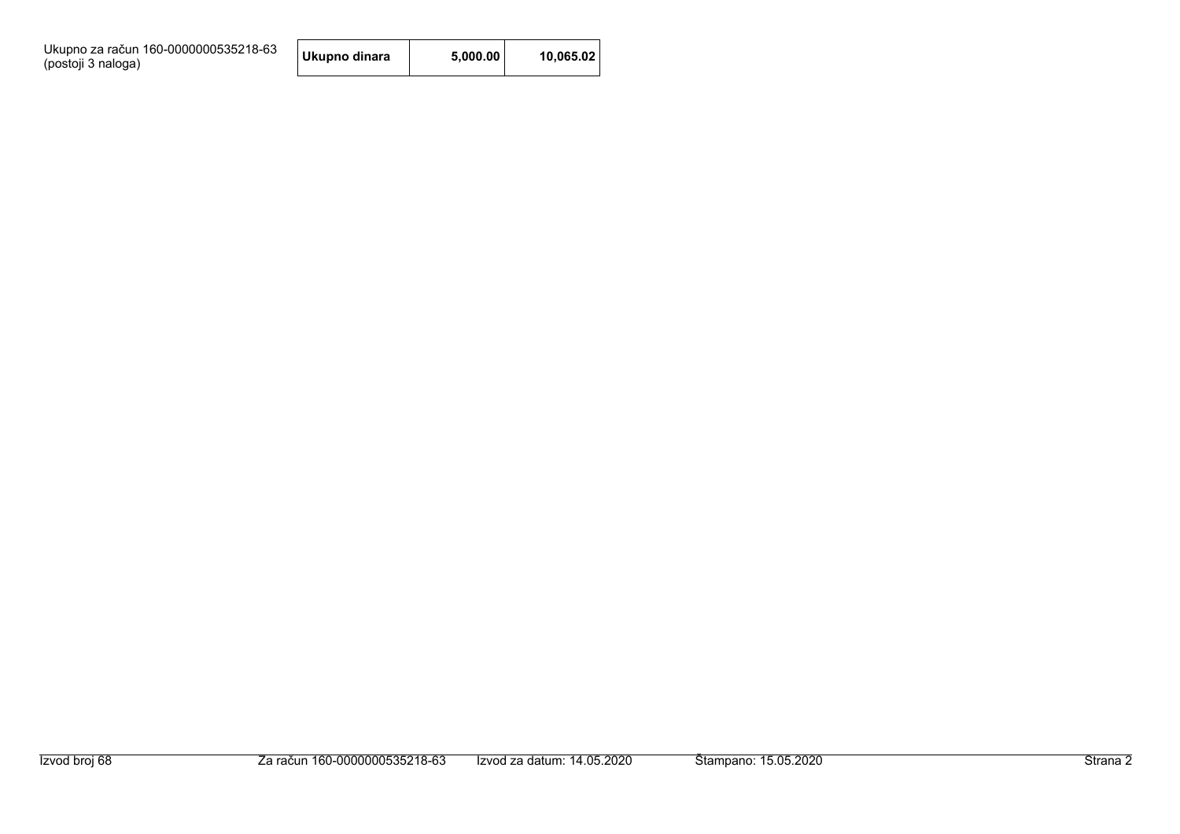| Ukupno za račun 160-0000000535218-63 (postoji 3 naloga) | Ukupno dinara | 5,000.00 | 10,065.02 |
| --- | --- | --- | --- |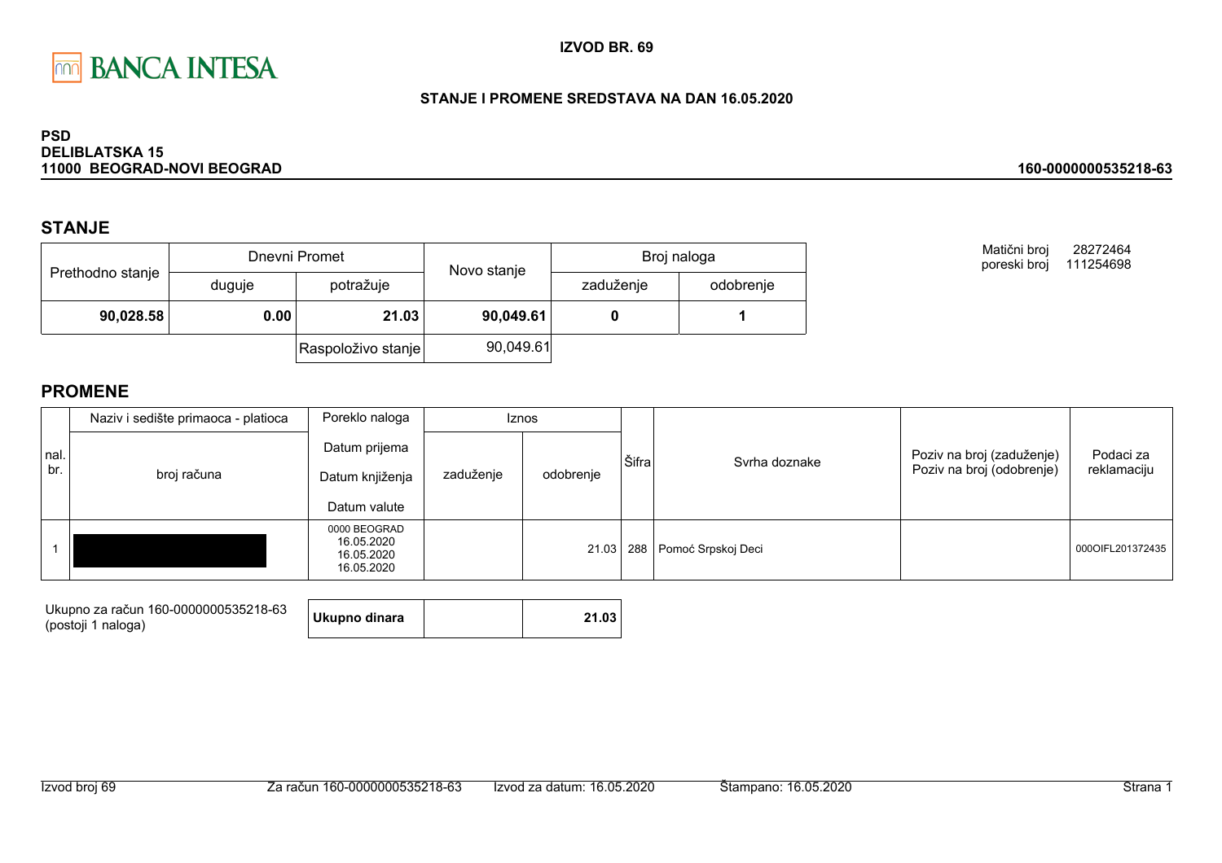BANCA INTESA

**IZVOD BR. 69**

**STANJE I PROMENE SREDSTAVA NA DAN 16.05.2020**

**PSD**
**DELIBLATSKA 15**
**11000 BEOGRAD-NOVI BEOGRAD**

**160-0000000535218-63**

Matični broj 28272464
poreski broj 111254698

## STANJE

| Prethodno stanje | Dnevni Promet | | Novo stanje | Broj naloga | |
|---|---|---|---|---|---|
| | duguje | potražuje | | zaduženje | odobrenje |
| **90,028.58** | **0.00** | **21.03** | **90,049.61** | **0** | **1** |
| | | Raspoloživo stanje | 90,049.61 | | |

## PROMENE

| nal. br. | Naziv i sedište primaoca - platioca / broj računa | Poreklo naloga / Datum prijema / Datum knjiženja / Datum valute | Iznos zaduženje | Iznos odobrenje | Šifra | Svrha doznake | Poziv na broj (zaduženje) / Poziv na broj (odobrenje) | Podaci za reklamaciju |
|---|---|---|---|---|---|---|---|---|
| 1 | | 0000 BEOGRAD 16.05.2020 16.05.2020 16.05.2020 | | 21.03 | 288 | Pomoć Srpskoj Deci | | 000OIFL201372435 |

Ukupno za račun 160-0000000535218-63 (postoji 1 naloga)

| **Ukupno dinara** | | **21.03** |
|---|---|---|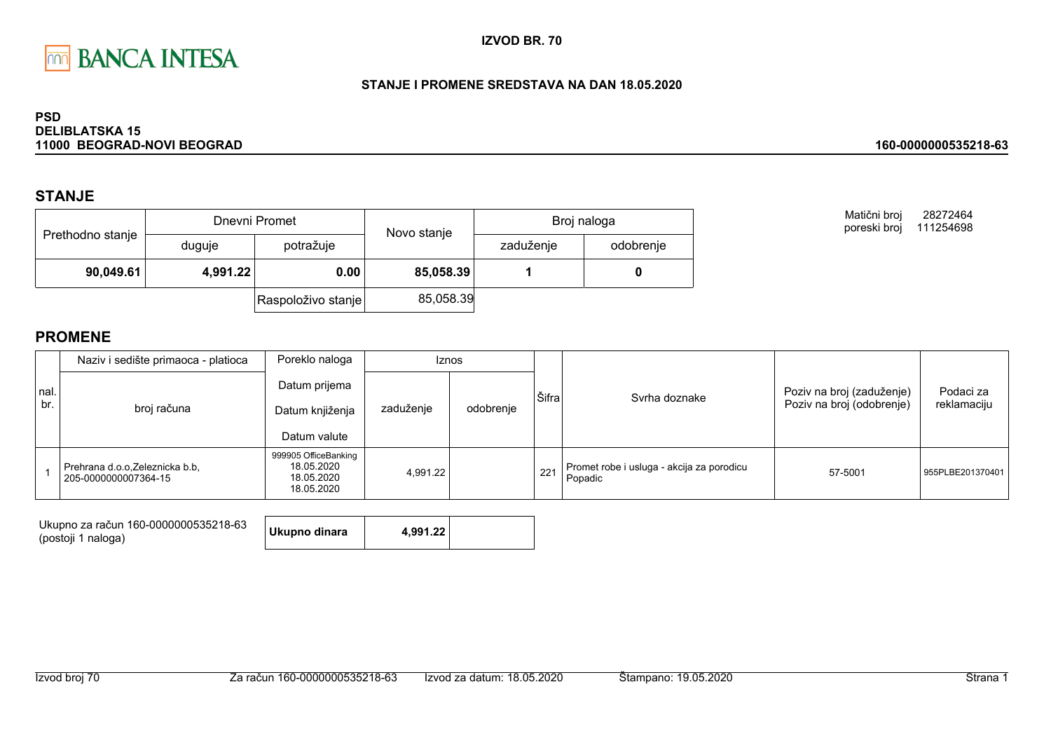BANCA INTESA

**IZVOD BR. 70**

**STANJE I PROMENE SREDSTAVA NA DAN 18.05.2020**

**PSD**
**DELIBLATSKA 15**
**11000 BEOGRAD-NOVI BEOGRAD**

**160-0000000535218-63**

## STANJE

| Prethodno stanje | Dnevni Promet | | Novo stanje | Broj naloga | |
|---|---|---|---|---|---|
| | duguje | potražuje | | zaduženje | odobrenje |
| **90,049.61** | **4,991.22** | **0.00** | **85,058.39** | **1** | **0** |
| | | Raspoloživo stanje | 85,058.39 | | |

Matični broj 28272464
poreski broj 111254698

## PROMENE

| nal. br. | Naziv i sedište primaoca - platioca / broj računa | Poreklo naloga / Datum prijema / Datum knjiženja / Datum valute | Iznos zaduženje | Iznos odobrenje | Šifra | Svrha doznake | Poziv na broj (zaduženje) / Poziv na broj (odobrenje) | Podaci za reklamaciju |
|---|---|---|---|---|---|---|---|---|
| 1 | Prehrana d.o.o,Zeleznicka b.b, 205-0000000007364-15 | 999905 OfficeBanking 18.05.2020 18.05.2020 18.05.2020 | 4,991.22 | | 221 | Promet robe i usluga - akcija za porodicu Popadic | 57-5001 | 955PLBE201370401 |

Ukupno za račun 160-0000000535218-63 (postoji 1 naloga)

| Ukupno dinara | 4,991.22 | |
|---|---|---|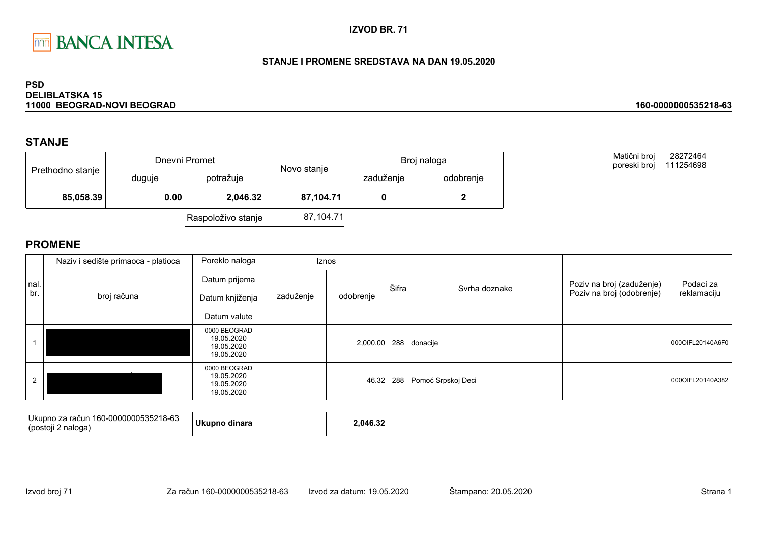BANCA INTESA

**IZVOD BR. 71**

**STANJE I PROMENE SREDSTAVA NA DAN 19.05.2020**

**PSD**
**DELIBLATSKA 15**
**11000 BEOGRAD-NOVI BEOGRAD**

**160-0000000535218-63**

## STANJE

| Prethodno stanje | Dnevni Promet | | Novo stanje | Broj naloga | |
|---|---|---|---|---|---|
| | duguje | potražuje | | zaduženje | odobrenje |
| **85,058.39** | **0.00** | **2,046.32** | **87,104.71** | **0** | **2** |
| | | Raspoloživo stanje | 87,104.71 | | |

Matični broj 28272464
poreski broj 111254698

## PROMENE

| nal. br. | Naziv i sedište primaoca - platioca / broj računa | Poreklo naloga / Datum prijema / Datum knjiženja / Datum valute | Iznos zaduženje | Iznos odobrenje | Šifra | Svrha doznake | Poziv na broj (zaduženje) / Poziv na broj (odobrenje) | Podaci za reklamaciju |
|---|---|---|---|---|---|---|---|---|
| 1 | | 0000 BEOGRAD 19.05.2020 19.05.2020 19.05.2020 | | 2,000.00 | 288 | donacije | | 000OIFL20140A6F0 |
| 2 | | 0000 BEOGRAD 19.05.2020 19.05.2020 19.05.2020 | | 46.32 | 288 | Pomoć Srpskoj Deci | | 000OIFL20140A382 |

| Ukupno za račun 160-0000000535218-63 (postoji 2 naloga) | **Ukupno dinara** | | **2,046.32** |
|---|---|---|---|

Izvod broj 71 | Za račun 160-0000000535218-63 | Izvod za datum: 19.05.2020 | Štampano: 20.05.2020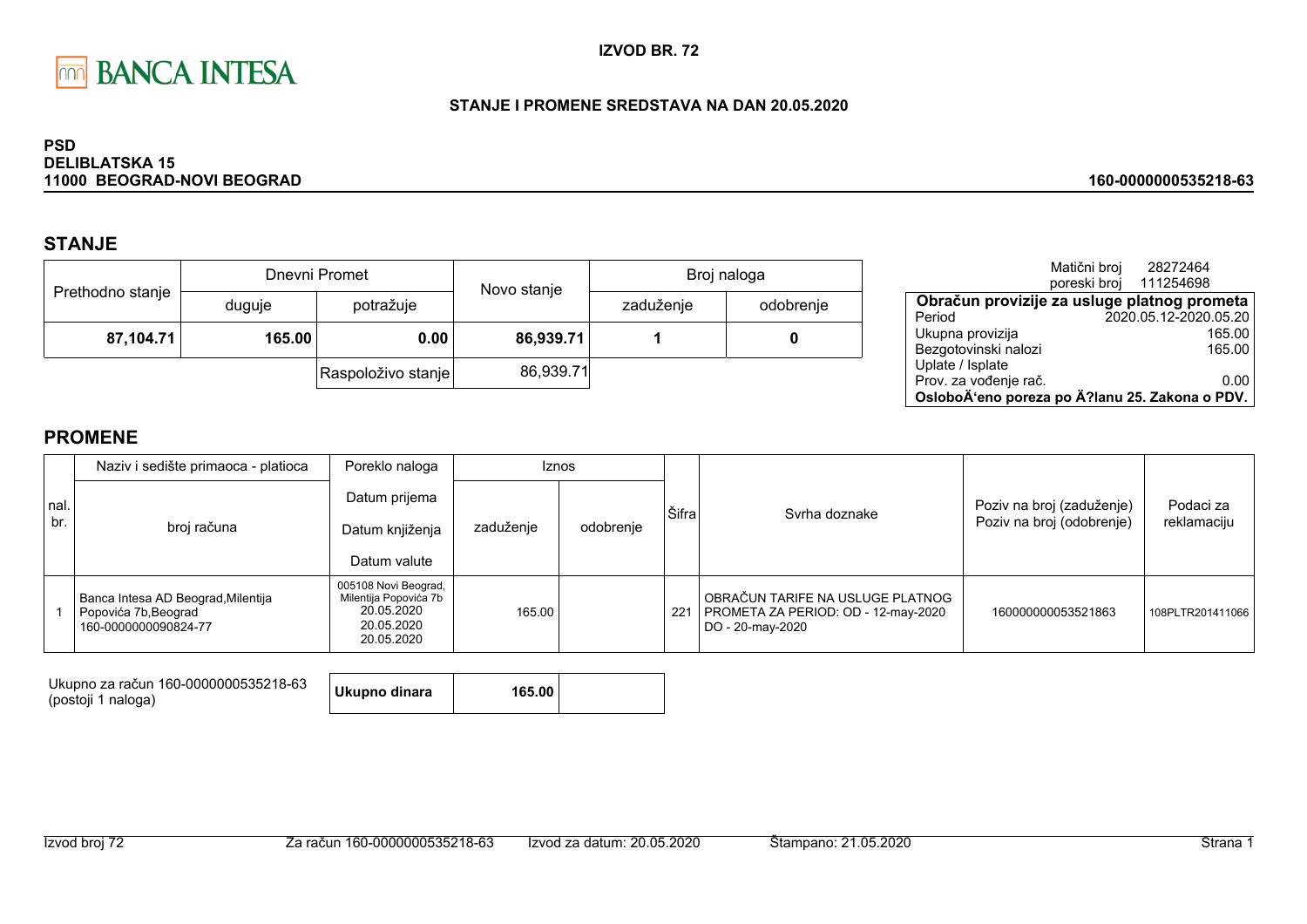BANCA INTESA

**IZVOD BR. 72**

**STANJE I PROMENE SREDSTAVA NA DAN 20.05.2020**

**PSD**
**DELIBLATSKA 15**
**11000 BEOGRAD-NOVI BEOGRAD**

**160-0000000535218-63**

## STANJE

| Prethodno stanje | Dnevni Promet | | Novo stanje | Broj naloga | |
|---|---|---|---|---|---|
| | duguje | potražuje | | zaduženje | odobrenje |
| **87,104.71** | **165.00** | **0.00** | **86,939.71** | **1** | **0** |
| | | Raspoloživo stanje | 86,939.71 | | |

Matični broj 28272464
poreski broj 111254698

| **Obračun provizije za usluge platnog prometa** | |
|---|---|
| Period | 2020.05.12-2020.05.20 |
| Ukupna provizija | 165.00 |
| Bezgotovinski nalozi | 165.00 |
| Uplate / Isplate | |
| Prov. za vođenje rač. | 0.00 |
| **OsloboÄ‘eno poreza po Ä?lanu 25. Zakona o PDV.** | |

## PROMENE

| nal. br. | Naziv i sedište primaoca - platioca / broj računa | Poreklo naloga / Datum prijema / Datum knjiženja / Datum valute | Iznos zaduženje | Iznos odobrenje | Šifra | Svrha doznake | Poziv na broj (zaduženje) / Poziv na broj (odobrenje) | Podaci za reklamaciju |
|---|---|---|---|---|---|---|---|---|
| 1 | Banca Intesa AD Beograd,Milentija Popovića 7b,Beograd 160-0000000090824-77 | 005108 Novi Beograd, Milentija Popovića 7b 20.05.2020 20.05.2020 20.05.2020 | 165.00 | | 221 | OBRAČUN TARIFE NA USLUGE PLATNOG PROMETA ZA PERIOD: OD - 12-may-2020 DO - 20-may-2020 | 160000000053521863 | 108PLTR201411066 |

Ukupno za račun 160-0000000535218-63 (postoji 1 naloga)

| **Ukupno dinara** | **165.00** | |
|---|---|---|

Izvod broj 72 | Za račun 160-0000000535218-63 | Izvod za datum: 20.05.2020 | Štampano: 21.05.2020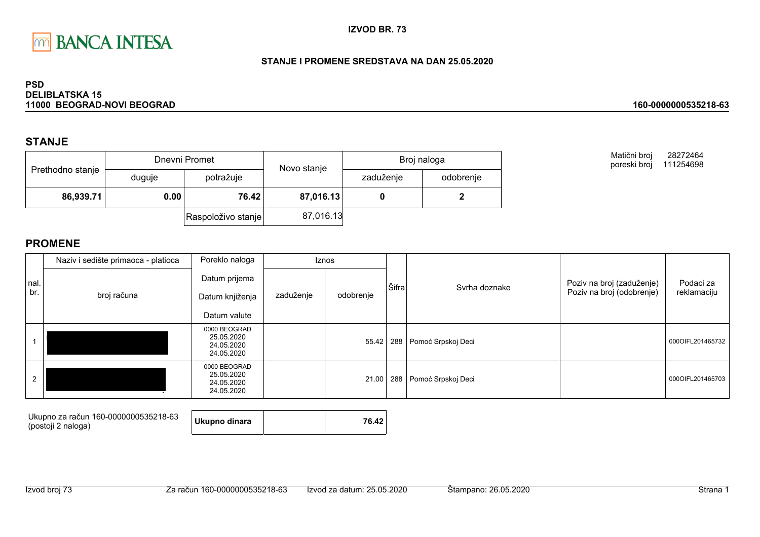BANCA INTESA

**IZVOD BR. 73**

**STANJE I PROMENE SREDSTAVA NA DAN 25.05.2020**

**PSD**
**DELIBLATSKA 15**
**11000 BEOGRAD-NOVI BEOGRAD**

**160-0000000535218-63**

Matični broj 28272464
poreski broj 111254698

## STANJE

| Prethodno stanje | Dnevni Promet | | Novo stanje | Broj naloga | |
|---|---|---|---|---|---|
| | duguje | potražuje | | zaduženje | odobrenje |
| **86,939.71** | **0.00** | **76.42** | **87,016.13** | **0** | **2** |
| | | Raspoloživo stanje | 87,016.13 | | |

## PROMENE

| nal. br. | Naziv i sedište primaoca - platioca / broj računa | Poreklo naloga / Datum prijema / Datum knjiženja / Datum valute | Iznos zaduženje | Iznos odobrenje | Šifra | Svrha doznake | Poziv na broj (zaduženje) / Poziv na broj (odobrenje) | Podaci za reklamaciju |
|---|---|---|---|---|---|---|---|---|
| 1 | | 0000 BEOGRAD 25.05.2020 24.05.2020 24.05.2020 | | 55.42 | 288 | Pomoć Srpskoj Deci | | 000OIFL201465732 |
| 2 | | 0000 BEOGRAD 25.05.2020 24.05.2020 24.05.2020 | | 21.00 | 288 | Pomoć Srpskoj Deci | | 000OIFL201465703 |

| Ukupno za račun 160-0000000535218-63 (postoji 2 naloga) | **Ukupno dinara** | | **76.42** |
|---|---|---|---|

Izvod broj 73 | Za račun 160-0000000535218-63 | Izvod za datum: 25.05.2020 | Štampano: 26.05.2020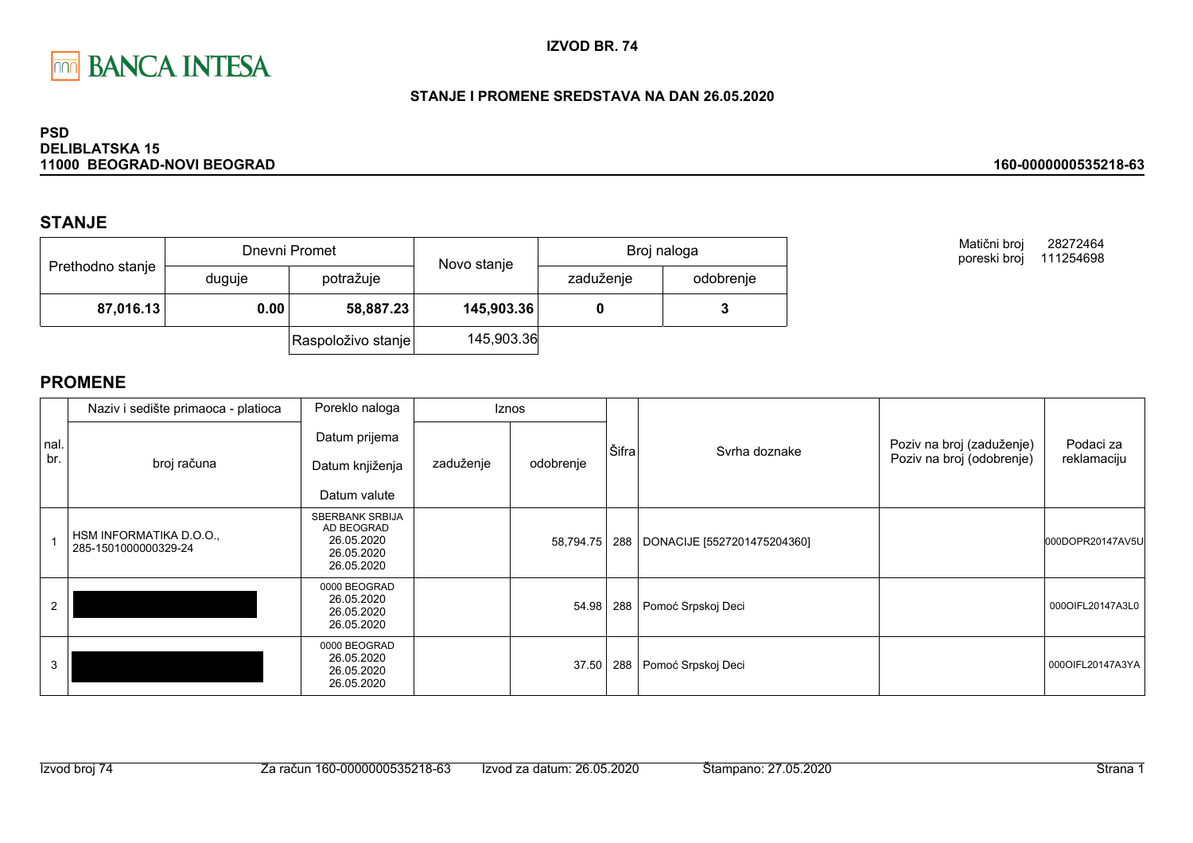BANCA INTESA

**IZVOD BR. 74**

**STANJE I PROMENE SREDSTAVA NA DAN 26.05.2020**

**PSD**
**DELIBLATSKA 15**
**11000 BEOGRAD-NOVI BEOGRAD**

**160-0000000535218-63**

## STANJE

| Prethodno stanje | Dnevni Promet | | Novo stanje | Broj naloga | |
|---|---|---|---|---|---|
| | duguje | potražuje | | zaduženje | odobrenje |
| **87,016.13** | **0.00** | **58,887.23** | **145,903.36** | **0** | **3** |
| | | Raspoloživo stanje | 145,903.36 | | |

Matični broj 28272464
poreski broj 111254698

## PROMENE

| nal. br. | Naziv i sedište primaoca - platioca / broj računa | Poreklo naloga / Datum prijema / Datum knjiženja / Datum valute | Iznos zaduženje | Iznos odobrenje | Šifra | Svrha doznake | Poziv na broj (zaduženje) / Poziv na broj (odobrenje) | Podaci za reklamaciju |
|---|---|---|---|---|---|---|---|---|
| 1 | HSM INFORMATIKA D.O.O., 285-1501000000329-24 | SBERBANK SRBIJA AD BEOGRAD 26.05.2020 26.05.2020 26.05.2020 | | 58,794.75 | 288 | DONACIJE [5527201475204360] | | 000DOPR20147AV5U |
| 2 | | 0000 BEOGRAD 26.05.2020 26.05.2020 26.05.2020 | | 54.98 | 288 | Pomoć Srpskoj Deci | | 000OIFL20147A3L0 |
| 3 | | 0000 BEOGRAD 26.05.2020 26.05.2020 26.05.2020 | | 37.50 | 288 | Pomoć Srpskoj Deci | | 000OIFL20147A3YA |

Izvod broj 74 Za račun 160-0000000535218-63 Izvod za datum: 26.05.2020 Štampano: 27.05.2020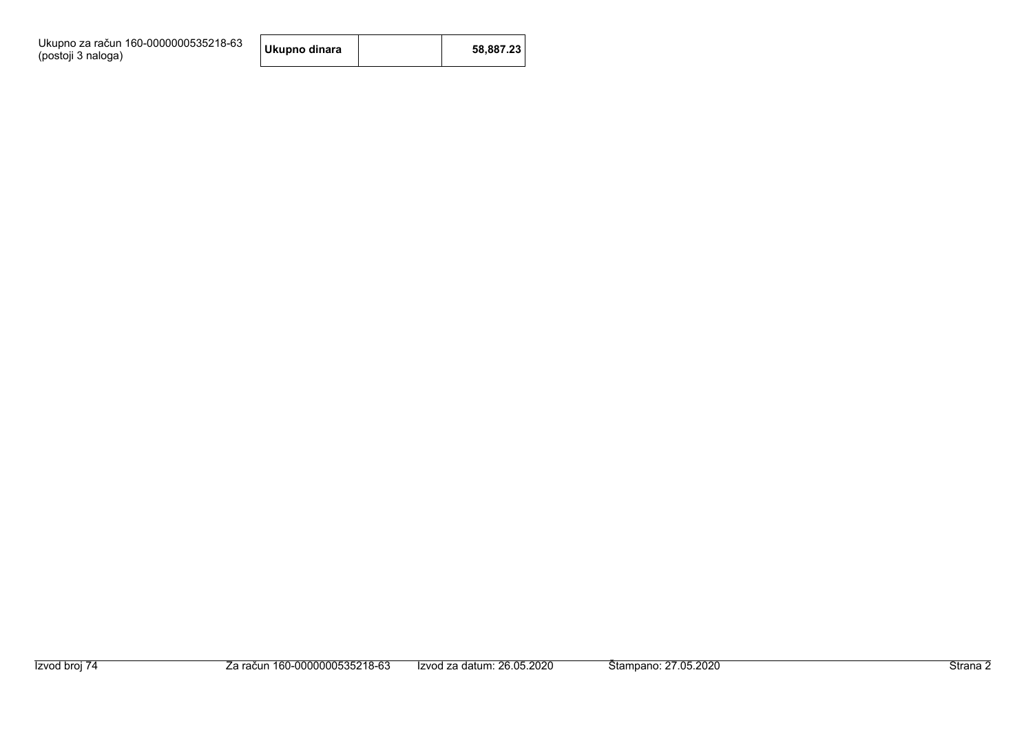| Ukupno za račun 160-0000000535218-63 (postoji 3 naloga) | Ukupno dinara | | 58,887.23 |
|---|---|---|---|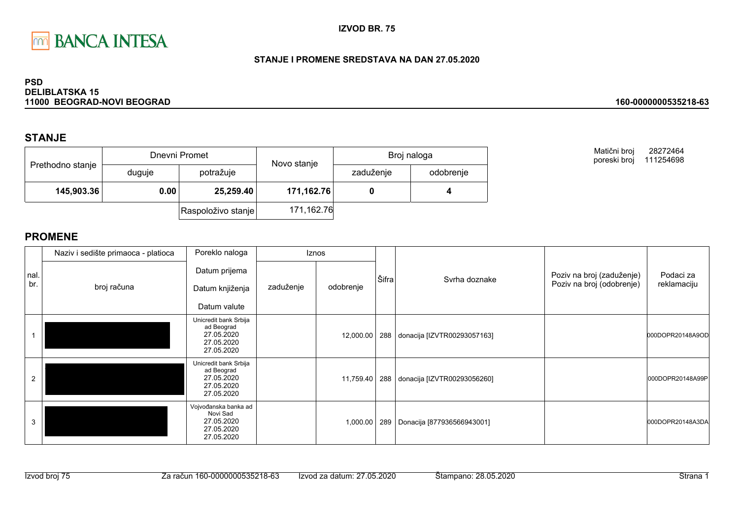**IZVOD BR. 75**

**STANJE I PROMENE SREDSTAVA NA DAN 27.05.2020**

**PSD**
**DELIBLATSKA 15**
**11000 BEOGRAD-NOVI BEOGRAD**

**160-0000000535218-63**

## STANJE

| Prethodno stanje | Dnevni Promet | | Novo stanje | Broj naloga | |
|---|---|---|---|---|---|
| | duguje | potražuje | | zaduženje | odobrenje |
| **145,903.36** | **0.00** | **25,259.40** | **171,162.76** | **0** | **4** |
| | | Raspoloživo stanje | 171,162.76 | | |

Matični broj 28272464
poreski broj 111254698

## PROMENE

| nal. br. | Naziv i sedište primaoca - platioca / broj računa | Poreklo naloga / Datum prijema / Datum knjiženja / Datum valute | Iznos zaduženje | Iznos odobrenje | Šifra | Svrha doznake | Poziv na broj (zaduženje) / Poziv na broj (odobrenje) | Podaci za reklamaciju |
|---|---|---|---|---|---|---|---|---|
| 1 | | Unicredit bank Srbija ad Beograd 27.05.2020 27.05.2020 27.05.2020 | | 12,000.00 | 288 | donacija [IZVTR00293057163] | | 000DOPR20148A9OD |
| 2 | | Unicredit bank Srbija ad Beograd 27.05.2020 27.05.2020 27.05.2020 | | 11,759.40 | 288 | donacija [IZVTR00293056260] | | 000DOPR20148A99P |
| 3 | | Vojvođanska banka ad Novi Sad 27.05.2020 27.05.2020 27.05.2020 | | 1,000.00 | 289 | Donacija [877936566943001] | | 000DOPR20148A3DA |

Izvod broj 75 Za račun 160-0000000535218-63 Izvod za datum: 27.05.2020 Štampano: 28.05.2020 Strana 1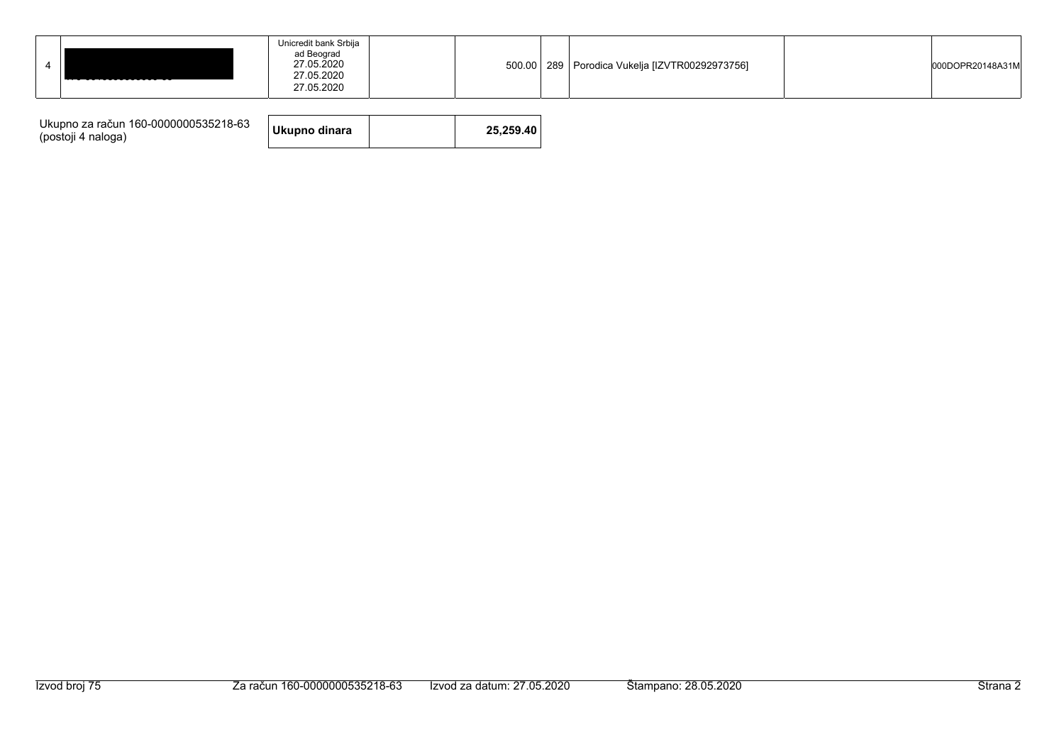| 4 | | Unicredit bank Srbija ad Beograd 27.05.2020 27.05.2020 27.05.2020 | | 500.00 | 289 | Porodica Vukelja [IZVTR00292973756] | | 000DOPR20148A31M |
|---|---|---|---|---|---|---|---|---|

| Ukupno za račun 160-0000000535218-63 (postoji 4 naloga) | **Ukupno dinara** | | **25,259.40** |
|---|---|---|---|

Izvod broj 75 Za račun 160-0000000535218-63 Izvod za datum: 27.05.2020 Štampano: 28.05.2020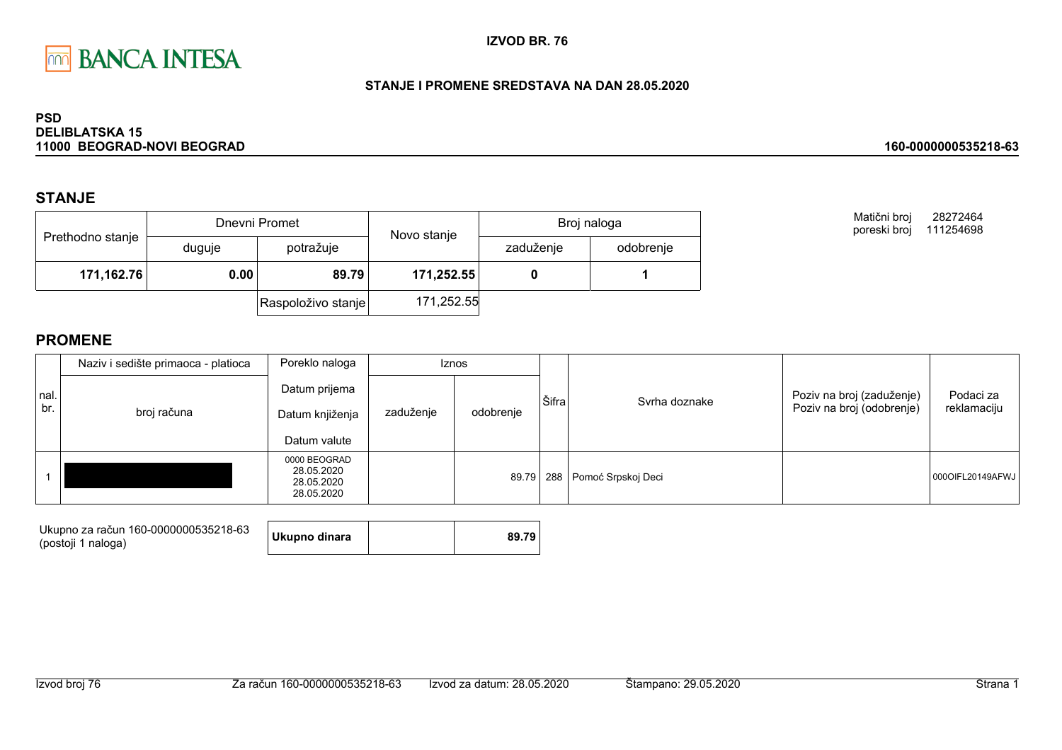**IZVOD BR. 76**

**STANJE I PROMENE SREDSTAVA NA DAN 28.05.2020**

**PSD**
**DELIBLATSKA 15**
**11000 BEOGRAD-NOVI BEOGRAD**

**160-0000000535218-63**

Matični broj 28272464
poreski broj 111254698

## STANJE

| Prethodno stanje | Dnevni Promet | | Novo stanje | Broj naloga | |
|---|---|---|---|---|---|
| | duguje | potražuje | | zaduženje | odobrenje |
| **171,162.76** | **0.00** | **89.79** | **171,252.55** | **0** | **1** |
| | | Raspoloživo stanje | 171,252.55 | | |

## PROMENE

| nal. br. | Naziv i sedište primaoca - platioca / broj računa | Poreklo naloga / Datum prijema / Datum knjiženja / Datum valute | Iznos zaduženje | Iznos odobrenje | Šifra | Svrha doznake | Poziv na broj (zaduženje) / Poziv na broj (odobrenje) | Podaci za reklamaciju |
|---|---|---|---|---|---|---|---|---|
| 1 | | 0000 BEOGRAD 28.05.2020 28.05.2020 28.05.2020 | | 89.79 | 288 | Pomoć Srpskoj Deci | | 000OIFL20149AFWJ |

| Ukupno za račun 160-0000000535218-63 (postoji 1 naloga) | Ukupno dinara | | 89.79 |
|---|---|---|---|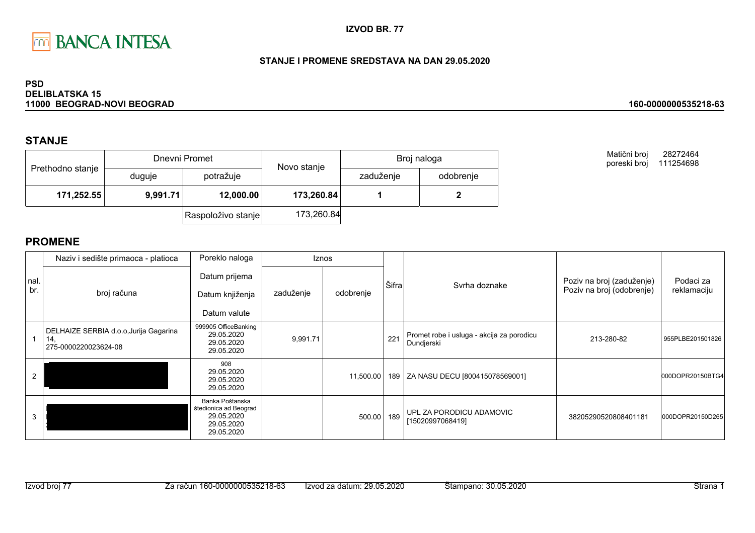BANCA INTESA

**IZVOD BR. 77**

**STANJE I PROMENE SREDSTAVA NA DAN 29.05.2020**

**PSD**
**DELIBLATSKA 15**
**11000 BEOGRAD-NOVI BEOGRAD**

**160-0000000535218-63**

## STANJE

| Prethodno stanje | Dnevni Promet | | Novo stanje | Broj naloga | |
|---|---|---|---|---|---|
| | duguje | potražuje | | zaduženje | odobrenje |
| **171,252.55** | **9,991.71** | **12,000.00** | **173,260.84** | **1** | **2** |
| | | Raspoloživo stanje | 173,260.84 | | |

Matični broj 28272464
poreski broj 111254698

## PROMENE

| nal. br. | Naziv i sedište primaoca - platioca / broj računa | Poreklo naloga / Datum prijema / Datum knjiženja / Datum valute | Iznos zaduženje | Iznos odobrenje | Šifra | Svrha doznake | Poziv na broj (zaduženje) / Poziv na broj (odobrenje) | Podaci za reklamaciju |
|---|---|---|---|---|---|---|---|---|
| 1 | DELHAIZE SERBIA d.o.o,Jurija Gagarina 14, 275-0000220023624-08 | 999905 OfficeBanking 29.05.2020 29.05.2020 29.05.2020 | 9,991.71 | | 221 | Promet robe i usluga - akcija za porodicu Dundjerski | 213-280-82 | 955PLBE201501826 |
| 2 | | 908 29.05.2020 29.05.2020 29.05.2020 | | 11,500.00 | 189 | ZA NASU DECU [800415078569001] | | 000DOPR20150BTG4 |
| 3 | | Banka Poštanska štedionica ad Beograd 29.05.2020 29.05.2020 29.05.2020 | | 500.00 | 189 | UPL ZA PORODICU ADAMOVIC [15020997068419] | 38205290520808401181 | 000DOPR20150D265 |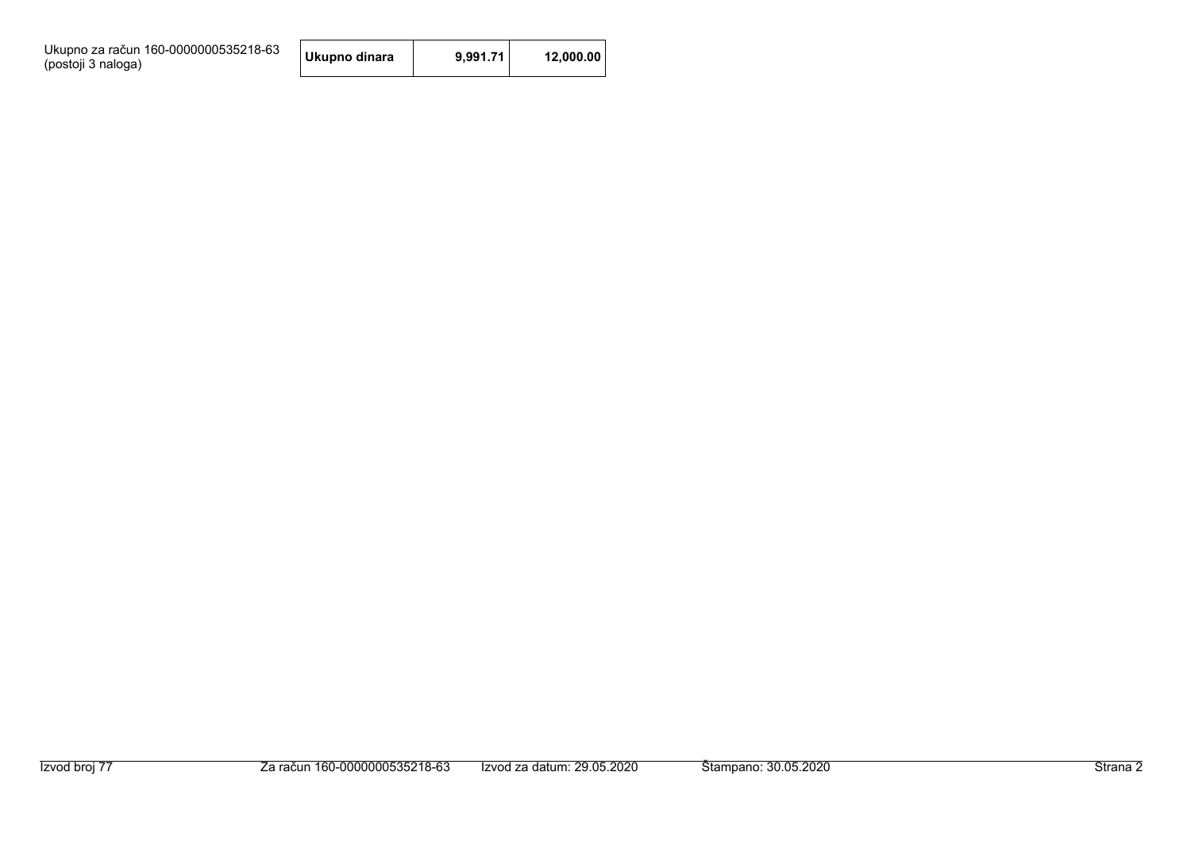Ukupno za račun 160-0000000535218-63
(postoji 3 naloga)

| Ukupno dinara | 9,991.71 | 12,000.00 |
| --- | --- | --- |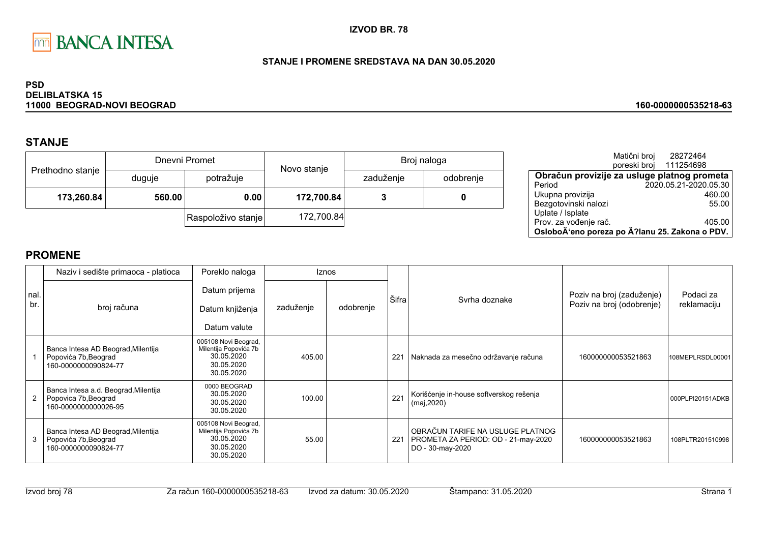BANCA INTESA

**IZVOD BR. 78**

**STANJE I PROMENE SREDSTAVA NA DAN 30.05.2020**

**PSD**
**DELIBLATSKA 15**
**11000 BEOGRAD-NOVI BEOGRAD**

**160-0000000535218-63**

## STANJE

| Prethodno stanje | Dnevni Promet | | Novo stanje | Broj naloga | |
|---|---|---|---|---|---|
| | duguje | potražuje | | zaduženje | odobrenje |
| **173,260.84** | **560.00** | **0.00** | **172,700.84** | **3** | **0** |
| | | Raspoloživo stanje | 172,700.84 | | |

Matični broj 28272464
poreski broj 111254698

| Obračun provizije za usluge platnog prometa | |
|---|---|
| Period | 2020.05.21-2020.05.30 |
| Ukupna provizija | 460.00 |
| Bezgotovinski nalozi | 55.00 |
| Uplate / Isplate | |
| Prov. za vođenje rač. | 405.00 |
| **OsloboÄ‘eno poreza po Ä?lanu 25. Zakona o PDV.** | |

## PROMENE

| nal. br. | Naziv i sedište primaoca - platioca / broj računa | Poreklo naloga / Datum prijema / Datum knjiženja / Datum valute | Iznos zaduženje | Iznos odobrenje | Šifra | Svrha doznake | Poziv na broj (zaduženje) / Poziv na broj (odobrenje) | Podaci za reklamaciju |
|---|---|---|---|---|---|---|---|---|
| 1 | Banca Intesa AD Beograd,Milentija Popovića 7b,Beograd 160-0000000090824-77 | 005108 Novi Beograd, Milentija Popovića 7b 30.05.2020 30.05.2020 30.05.2020 | 405.00 | | 221 | Naknada za mesečno održavanje računa | 160000000053521863 | 108MEPLRSDL00001 |
| 2 | Banca Intesa a.d. Beograd,Milentija Popovica 7b,Beograd 160-0000000000026-95 | 0000 BEOGRAD 30.05.2020 30.05.2020 30.05.2020 | 100.00 | | 221 | Korišćenje in-house softverskog rešenja (maj,2020) | | 000PLPI20151ADKB |
| 3 | Banca Intesa AD Beograd,Milentija Popovića 7b,Beograd 160-0000000090824-77 | 005108 Novi Beograd, Milentija Popovića 7b 30.05.2020 30.05.2020 30.05.2020 | 55.00 | | 221 | OBRAČUN TARIFE NA USLUGE PLATNOG PROMETA ZA PERIOD: OD - 21-may-2020 DO - 30-may-2020 | 160000000053521863 | 108PLTR201510998 |

Izvod broj 78 | Za račun 160-0000000535218-63 | Izvod za datum: 30.05.2020 | Štampano: 31.05.2020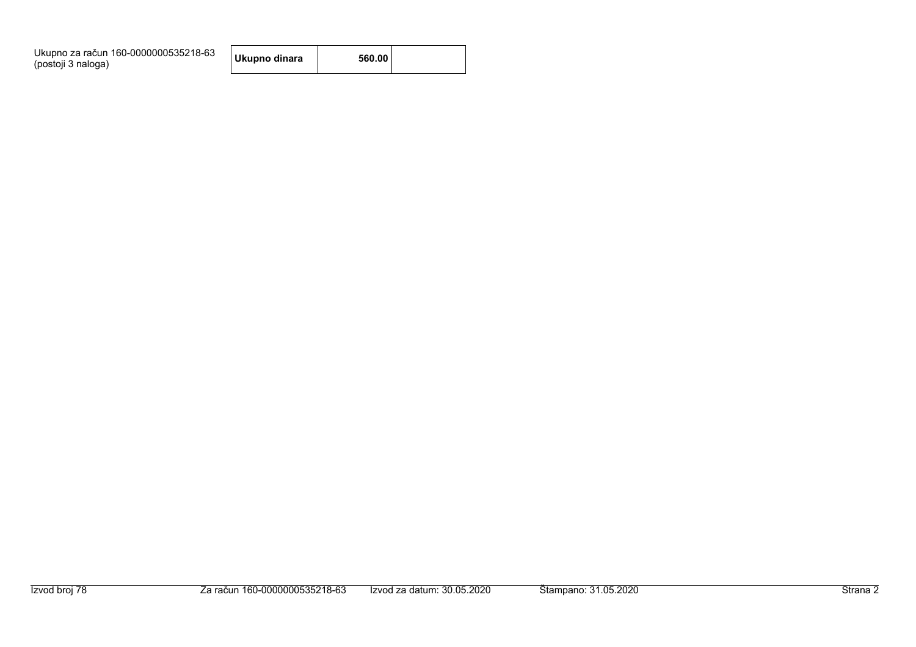Ukupno za račun 160-0000000535218-63
(postoji 3 naloga)

| | | |
|---|---|---|
| **Ukupno dinara** | **560.00** | |